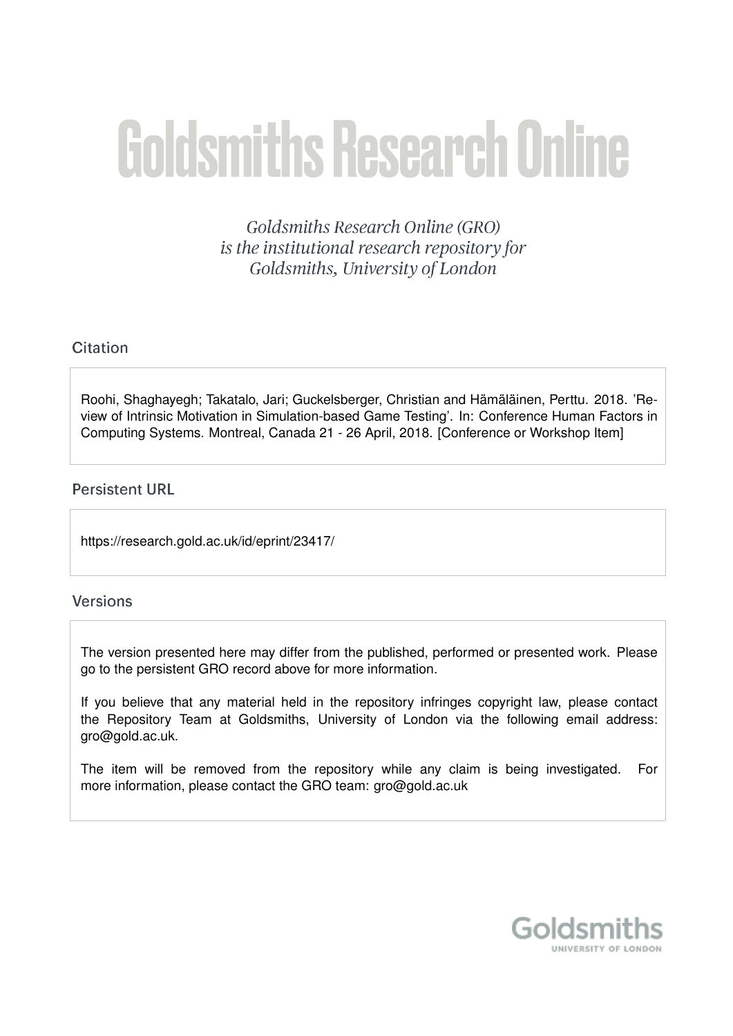# Goldsmiths Research Online

*Goldsmiths Research Online (GRO) is the institutional research repository for Goldsmiths, University of London*

## Citation

Roohi, Shaghayegh; Takatalo, Jari; Guckelsberger, Christian and Hämäläinen, Perttu. 2018. 'Review of Intrinsic Motivation in Simulation-based Game Testing'. In: Conference Human Factors in Computing Systems. Montreal, Canada 21 - 26 April, 2018. [Conference or Workshop Item]

## Persistent URL

https://research.gold.ac.uk/id/eprint/23417/

## Versions

The version presented here may differ from the published, performed or presented work. Please go to the persistent GRO record above for more information.

If you believe that any material held in the repository infringes copyright law, please contact the Repository Team at Goldsmiths, University of London via the following email address: gro@gold.ac.uk.

The item will be removed from the repository while any claim is being investigated. For more information, please contact the GRO team: gro@gold.ac.uk

Goldsmiths
UNIVERSITY OF LONDON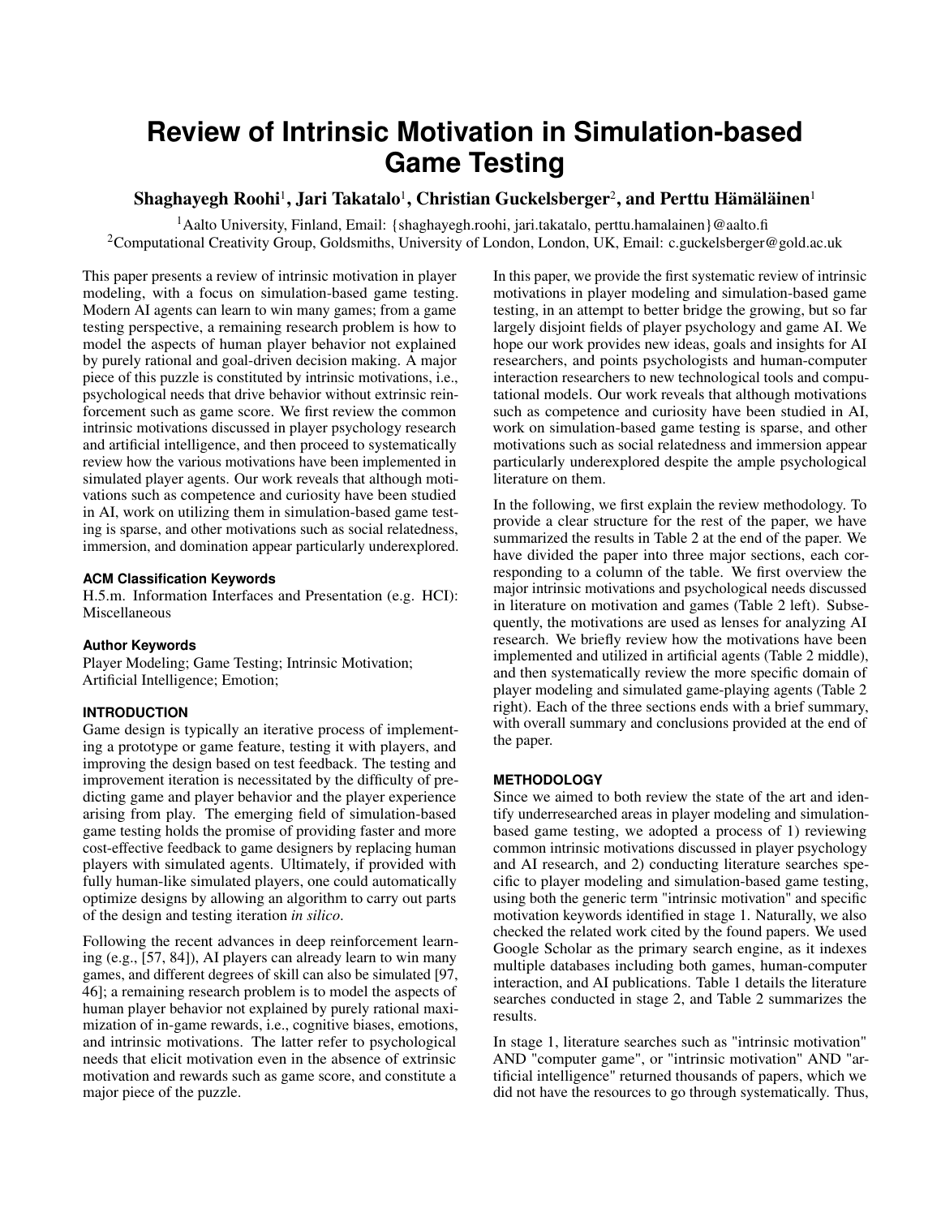# Review of Intrinsic Motivation in Simulation-based Game Testing

**Shaghayegh Roohi[1], Jari Takatalo[1], Christian Guckelsberger[2], and Perttu Hämäläinen[1]**

[1]Aalto University, Finland, Email: {shaghayegh.roohi, jari.takatalo, perttu.hamalainen}@aalto.fi
[2]Computational Creativity Group, Goldsmiths, University of London, London, UK, Email: c.guckelsberger@gold.ac.uk

This paper presents a review of intrinsic motivation in player modeling, with a focus on simulation-based game testing. Modern AI agents can learn to win many games; from a game testing perspective, a remaining research problem is how to model the aspects of human player behavior not explained by purely rational and goal-driven decision making. A major piece of this puzzle is constituted by intrinsic motivations, i.e., psychological needs that drive behavior without extrinsic reinforcement such as game score. We first review the common intrinsic motivations discussed in player psychology research and artificial intelligence, and then proceed to systematically review how the various motivations have been implemented in simulated player agents. Our work reveals that although motivations such as competence and curiosity have been studied in AI, work on utilizing them in simulation-based game testing is sparse, and other motivations such as social relatedness, immersion, and domination appear particularly underexplored.

#### ACM Classification Keywords

H.5.m. Information Interfaces and Presentation (e.g. HCI): Miscellaneous

#### Author Keywords

Player Modeling; Game Testing; Intrinsic Motivation; Artificial Intelligence; Emotion;

## INTRODUCTION

Game design is typically an iterative process of implementing a prototype or game feature, testing it with players, and improving the design based on test feedback. The testing and improvement iteration is necessitated by the difficulty of predicting game and player behavior and the player experience arising from play. The emerging field of simulation-based game testing holds the promise of providing faster and more cost-effective feedback to game designers by replacing human players with simulated agents. Ultimately, if provided with fully human-like simulated players, one could automatically optimize designs by allowing an algorithm to carry out parts of the design and testing iteration *in silico*.

Following the recent advances in deep reinforcement learning (e.g., [57, 84]), AI players can already learn to win many games, and different degrees of skill can also be simulated [97, 46]; a remaining research problem is to model the aspects of human player behavior not explained by purely rational maximization of in-game rewards, i.e., cognitive biases, emotions, and intrinsic motivations. The latter refer to psychological needs that elicit motivation even in the absence of extrinsic motivation and rewards such as game score, and constitute a major piece of the puzzle.

In this paper, we provide the first systematic review of intrinsic motivations in player modeling and simulation-based game testing, in an attempt to better bridge the growing, but so far largely disjoint fields of player psychology and game AI. We hope our work provides new ideas, goals and insights for AI researchers, and points psychologists and human-computer interaction researchers to new technological tools and computational models. Our work reveals that although motivations such as competence and curiosity have been studied in AI, work on simulation-based game testing is sparse, and other motivations such as social relatedness and immersion appear particularly underexplored despite the ample psychological literature on them.

In the following, we first explain the review methodology. To provide a clear structure for the rest of the paper, we have summarized the results in Table 2 at the end of the paper. We have divided the paper into three major sections, each corresponding to a column of the table. We first overview the major intrinsic motivations and psychological needs discussed in literature on motivation and games (Table 2 left). Subsequently, the motivations are used as lenses for analyzing AI research. We briefly review how the motivations have been implemented and utilized in artificial agents (Table 2 middle), and then systematically review the more specific domain of player modeling and simulated game-playing agents (Table 2 right). Each of the three sections ends with a brief summary, with overall summary and conclusions provided at the end of the paper.

## METHODOLOGY

Since we aimed to both review the state of the art and identify underresearched areas in player modeling and simulation-based game testing, we adopted a process of 1) reviewing common intrinsic motivations discussed in player psychology and AI research, and 2) conducting literature searches specific to player modeling and simulation-based game testing, using both the generic term "intrinsic motivation" and specific motivation keywords identified in stage 1. Naturally, we also checked the related work cited by the found papers. We used Google Scholar as the primary search engine, as it indexes multiple databases including both games, human-computer interaction, and AI publications. Table 1 details the literature searches conducted in stage 2, and Table 2 summarizes the results.

In stage 1, literature searches such as "intrinsic motivation" AND "computer game", or "intrinsic motivation" AND "artificial intelligence" returned thousands of papers, which we did not have the resources to go through systematically. Thus,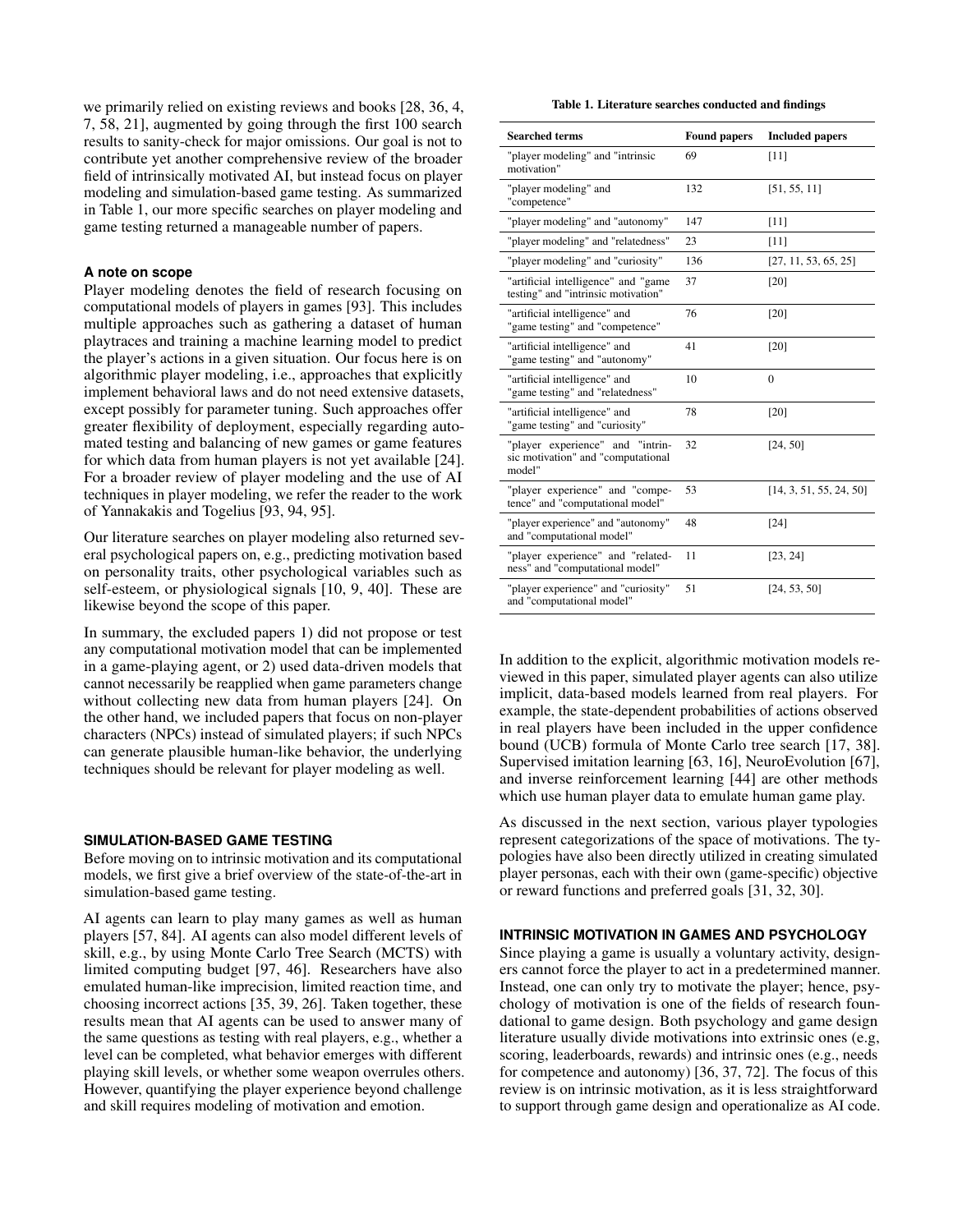we primarily relied on existing reviews and books [28, 36, 4, 7, 58, 21], augmented by going through the first 100 search results to sanity-check for major omissions. Our goal is not to contribute yet another comprehensive review of the broader field of intrinsically motivated AI, but instead focus on player modeling and simulation-based game testing. As summarized in Table 1, our more specific searches on player modeling and game testing returned a manageable number of papers.

### A note on scope

Player modeling denotes the field of research focusing on computational models of players in games [93]. This includes multiple approaches such as gathering a dataset of human playtraces and training a machine learning model to predict the player's actions in a given situation. Our focus here is on algorithmic player modeling, i.e., approaches that explicitly implement behavioral laws and do not need extensive datasets, except possibly for parameter tuning. Such approaches offer greater flexibility of deployment, especially regarding automated testing and balancing of new games or game features for which data from human players is not yet available [24]. For a broader review of player modeling and the use of AI techniques in player modeling, we refer the reader to the work of Yannakakis and Togelius [93, 94, 95].

Our literature searches on player modeling also returned several psychological papers on, e.g., predicting motivation based on personality traits, other psychological variables such as self-esteem, or physiological signals [10, 9, 40]. These are likewise beyond the scope of this paper.

In summary, the excluded papers 1) did not propose or test any computational motivation model that can be implemented in a game-playing agent, or 2) used data-driven models that cannot necessarily be reapplied when game parameters change without collecting new data from human players [24]. On the other hand, we included papers that focus on non-player characters (NPCs) instead of simulated players; if such NPCs can generate plausible human-like behavior, the underlying techniques should be relevant for player modeling as well.

## SIMULATION-BASED GAME TESTING

Before moving on to intrinsic motivation and its computational models, we first give a brief overview of the state-of-the-art in simulation-based game testing.

AI agents can learn to play many games as well as human players [57, 84]. AI agents can also model different levels of skill, e.g., by using Monte Carlo Tree Search (MCTS) with limited computing budget [97, 46]. Researchers have also emulated human-like imprecision, limited reaction time, and choosing incorrect actions [35, 39, 26]. Taken together, these results mean that AI agents can be used to answer many of the same questions as testing with real players, e.g., whether a level can be completed, what behavior emerges with different playing skill levels, or whether some weapon overrules others. However, quantifying the player experience beyond challenge and skill requires modeling of motivation and emotion.

**Table 1. Literature searches conducted and findings**

| Searched terms | Found papers | Included papers |
|---|---|---|
| "player modeling" and "intrinsic motivation" | 69 | [11] |
| "player modeling" and "competence" | 132 | [51, 55, 11] |
| "player modeling" and "autonomy" | 147 | [11] |
| "player modeling" and "relatedness" | 23 | [11] |
| "player modeling" and "curiosity" | 136 | [27, 11, 53, 65, 25] |
| "artificial intelligence" and "game testing" and "intrinsic motivation" | 37 | [20] |
| "artificial intelligence" and "game testing" and "competence" | 76 | [20] |
| "artificial intelligence" and "game testing" and "autonomy" | 41 | [20] |
| "artificial intelligence" and "game testing" and "relatedness" | 10 | 0 |
| "artificial intelligence" and "game testing" and "curiosity" | 78 | [20] |
| "player experience" and "intrinsic motivation" and "computational model" | 32 | [24, 50] |
| "player experience" and "competence" and "computational model" | 53 | [14, 3, 51, 55, 24, 50] |
| "player experience" and "autonomy" and "computational model" | 48 | [24] |
| "player experience" and "relatedness" and "computational model" | 11 | [23, 24] |
| "player experience" and "curiosity" and "computational model" | 51 | [24, 53, 50] |

In addition to the explicit, algorithmic motivation models reviewed in this paper, simulated player agents can also utilize implicit, data-based models learned from real players. For example, the state-dependent probabilities of actions observed in real players have been included in the upper confidence bound (UCB) formula of Monte Carlo tree search [17, 38]. Supervised imitation learning [63, 16], NeuroEvolution [67], and inverse reinforcement learning [44] are other methods which use human player data to emulate human game play.

As discussed in the next section, various player typologies represent categorizations of the space of motivations. The typologies have also been directly utilized in creating simulated player personas, each with their own (game-specific) objective or reward functions and preferred goals [31, 32, 30].

## INTRINSIC MOTIVATION IN GAMES AND PSYCHOLOGY

Since playing a game is usually a voluntary activity, designers cannot force the player to act in a predetermined manner. Instead, one can only try to motivate the player; hence, psychology of motivation is one of the fields of research foundational to game design. Both psychology and game design literature usually divide motivations into extrinsic ones (e.g, scoring, leaderboards, rewards) and intrinsic ones (e.g., needs for competence and autonomy) [36, 37, 72]. The focus of this review is on intrinsic motivation, as it is less straightforward to support through game design and operationalize as AI code.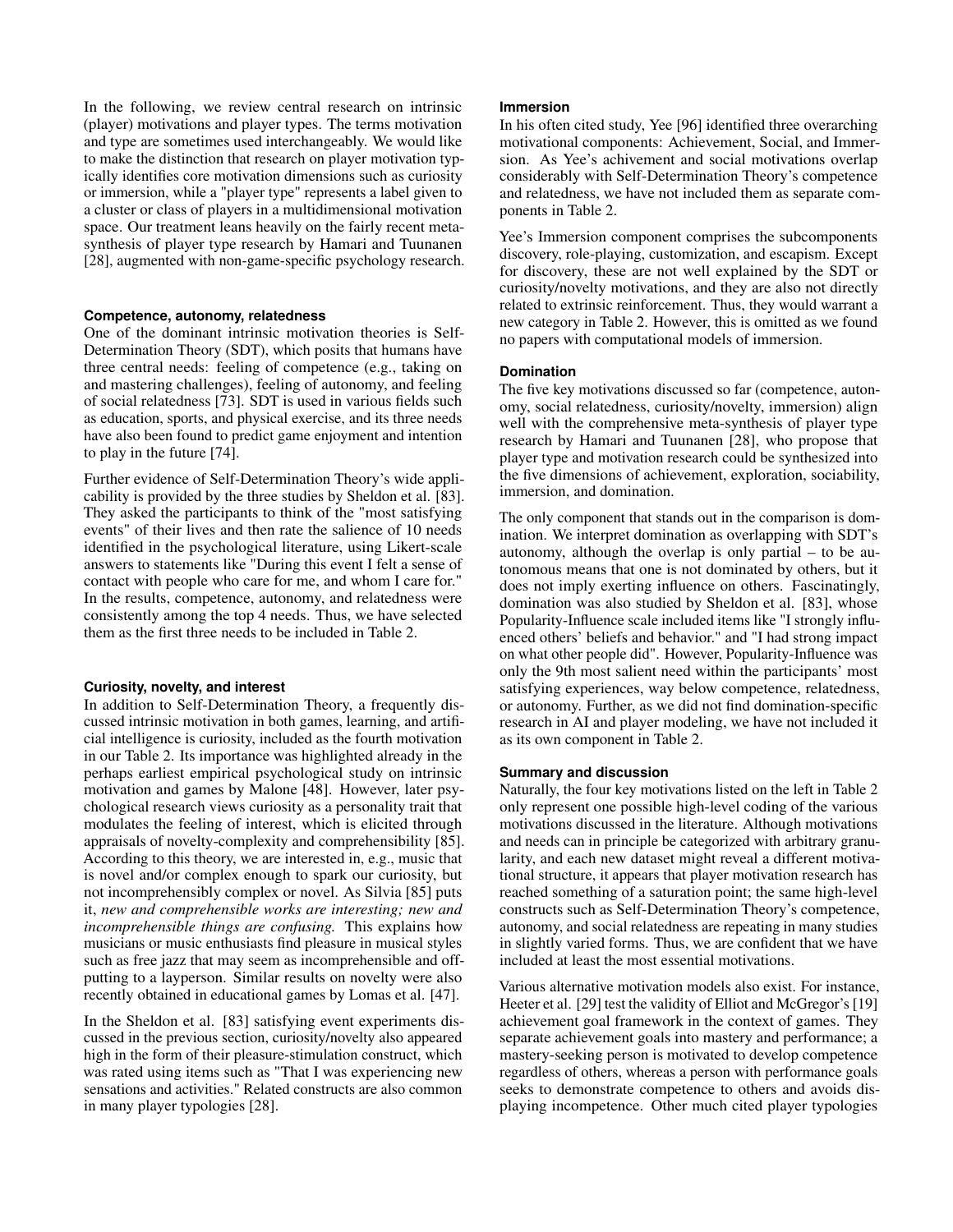In the following, we review central research on intrinsic (player) motivations and player types. The terms motivation and type are sometimes used interchangeably. We would like to make the distinction that research on player motivation typically identifies core motivation dimensions such as curiosity or immersion, while a "player type" represents a label given to a cluster or class of players in a multidimensional motivation space. Our treatment leans heavily on the fairly recent meta-synthesis of player type research by Hamari and Tuunanen [28], augmented with non-game-specific psychology research.

#### Competence, autonomy, relatedness

One of the dominant intrinsic motivation theories is Self-Determination Theory (SDT), which posits that humans have three central needs: feeling of competence (e.g., taking on and mastering challenges), feeling of autonomy, and feeling of social relatedness [73]. SDT is used in various fields such as education, sports, and physical exercise, and its three needs have also been found to predict game enjoyment and intention to play in the future [74].

Further evidence of Self-Determination Theory's wide applicability is provided by the three studies by Sheldon et al. [83]. They asked the participants to think of the "most satisfying events" of their lives and then rate the salience of 10 needs identified in the psychological literature, using Likert-scale answers to statements like "During this event I felt a sense of contact with people who care for me, and whom I care for." In the results, competence, autonomy, and relatedness were consistently among the top 4 needs. Thus, we have selected them as the first three needs to be included in Table 2.

#### Curiosity, novelty, and interest

In addition to Self-Determination Theory, a frequently discussed intrinsic motivation in both games, learning, and artificial intelligence is curiosity, included as the fourth motivation in our Table 2. Its importance was highlighted already in the perhaps earliest empirical psychological study on intrinsic motivation and games by Malone [48]. However, later psychological research views curiosity as a personality trait that modulates the feeling of interest, which is elicited through appraisals of novelty-complexity and comprehensibility [85]. According to this theory, we are interested in, e.g., music that is novel and/or complex enough to spark our curiosity, but not incomprehensibly complex or novel. As Silvia [85] puts it, *new and comprehensible works are interesting; new and incomprehensible things are confusing.* This explains how musicians or music enthusiasts find pleasure in musical styles such as free jazz that may seem as incomprehensible and off-putting to a layperson. Similar results on novelty were also recently obtained in educational games by Lomas et al. [47].

In the Sheldon et al. [83] satisfying event experiments discussed in the previous section, curiosity/novelty also appeared high in the form of their pleasure-stimulation construct, which was rated using items such as "That I was experiencing new sensations and activities." Related constructs are also common in many player typologies [28].

#### Immersion

In his often cited study, Yee [96] identified three overarching motivational components: Achievement, Social, and Immersion. As Yee's achivement and social motivations overlap considerably with Self-Determination Theory's competence and relatedness, we have not included them as separate components in Table 2.

Yee's Immersion component comprises the subcomponents discovery, role-playing, customization, and escapism. Except for discovery, these are not well explained by the SDT or curiosity/novelty motivations, and they are also not directly related to extrinsic reinforcement. Thus, they would warrant a new category in Table 2. However, this is omitted as we found no papers with computational models of immersion.

#### Domination

The five key motivations discussed so far (competence, autonomy, social relatedness, curiosity/novelty, immersion) align well with the comprehensive meta-synthesis of player type research by Hamari and Tuunanen [28], who propose that player type and motivation research could be synthesized into the five dimensions of achievement, exploration, sociability, immersion, and domination.

The only component that stands out in the comparison is domination. We interpret domination as overlapping with SDT's autonomy, although the overlap is only partial – to be autonomous means that one is not dominated by others, but it does not imply exerting influence on others. Fascinatingly, domination was also studied by Sheldon et al. [83], whose Popularity-Influence scale included items like "I strongly influenced others' beliefs and behavior." and "I had strong impact on what other people did". However, Popularity-Influence was only the 9th most salient need within the participants' most satisfying experiences, way below competence, relatedness, or autonomy. Further, as we did not find domination-specific research in AI and player modeling, we have not included it as its own component in Table 2.

#### Summary and discussion

Naturally, the four key motivations listed on the left in Table 2 only represent one possible high-level coding of the various motivations discussed in the literature. Although motivations and needs can in principle be categorized with arbitrary granularity, and each new dataset might reveal a different motivational structure, it appears that player motivation research has reached something of a saturation point; the same high-level constructs such as Self-Determination Theory's competence, autonomy, and social relatedness are repeating in many studies in slightly varied forms. Thus, we are confident that we have included at least the most essential motivations.

Various alternative motivation models also exist. For instance, Heeter et al. [29] test the validity of Elliot and McGregor's [19] achievement goal framework in the context of games. They separate achievement goals into mastery and performance; a mastery-seeking person is motivated to develop competence regardless of others, whereas a person with performance goals seeks to demonstrate competence to others and avoids displaying incompetence. Other much cited player typologies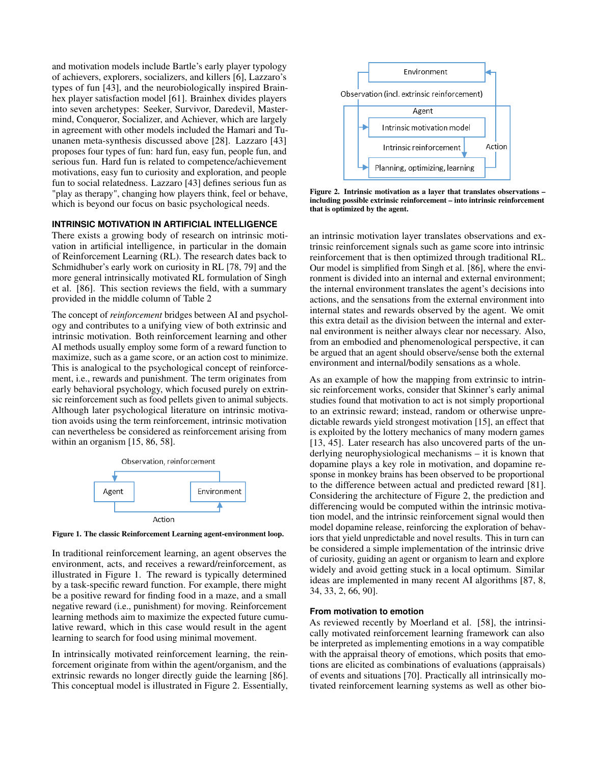and motivation models include Bartle's early player typology of achievers, explorers, socializers, and killers [6], Lazzaro's types of fun [43], and the neurobiologically inspired Brainhex player satisfaction model [61]. Brainhex divides players into seven archetypes: Seeker, Survivor, Daredevil, Mastermind, Conqueror, Socializer, and Achiever, which are largely in agreement with other models included the Hamari and Tuunanen meta-synthesis discussed above [28]. Lazzaro [43] proposes four types of fun: hard fun, easy fun, people fun, and serious fun. Hard fun is related to competence/achievement motivations, easy fun to curiosity and exploration, and people fun to social relatedness. Lazzaro [43] defines serious fun as "play as therapy", changing how players think, feel or behave, which is beyond our focus on basic psychological needs.

## INTRINSIC MOTIVATION IN ARTIFICIAL INTELLIGENCE

There exists a growing body of research on intrinsic motivation in artificial intelligence, in particular in the domain of Reinforcement Learning (RL). The research dates back to Schmidhuber's early work on curiosity in RL [78, 79] and the more general intrinsically motivated RL formulation of Singh et al. [86]. This section reviews the field, with a summary provided in the middle column of Table 2

The concept of *reinforcement* bridges between AI and psychology and contributes to a unifying view of both extrinsic and intrinsic motivation. Both reinforcement learning and other AI methods usually employ some form of a reward function to maximize, such as a game score, or an action cost to minimize. This is analogical to the psychological concept of reinforcement, i.e., rewards and punishment. The term originates from early behavioral psychology, which focused purely on extrinsic reinforcement such as food pellets given to animal subjects. Although later psychological literature on intrinsic motivation avoids using the term reinforcement, intrinsic motivation can nevertheless be considered as reinforcement arising from within an organism [15, 86, 58].

Observation, reinforcement

Agent — Environment

Action

**Figure 1. The classic Reinforcement Learning agent-environment loop.**

In traditional reinforcement learning, an agent observes the environment, acts, and receives a reward/reinforcement, as illustrated in Figure 1. The reward is typically determined by a task-specific reward function. For example, there might be a positive reward for finding food in a maze, and a small negative reward (i.e., punishment) for moving. Reinforcement learning methods aim to maximize the expected future cumulative reward, which in this case would result in the agent learning to search for food using minimal movement.

In intrinsically motivated reinforcement learning, the reinforcement originate from within the agent/organism, and the extrinsic rewards no longer directly guide the learning [86]. This conceptual model is illustrated in Figure 2. Essentially,

Environment

Observation (incl. extrinsic reinforcement)

Agent

Intrinsic motivation model

Intrinsic reinforcement

Action

Planning, optimizing, learning

**Figure 2. Intrinsic motivation as a layer that translates observations – including possible extrinsic reinforcement – into intrinsic reinforcement that is optimized by the agent.**

an intrinsic motivation layer translates observations and extrinsic reinforcement signals such as game score into intrinsic reinforcement that is then optimized through traditional RL. Our model is simplified from Singh et al. [86], where the environment is divided into an internal and external environment; the internal environment translates the agent's decisions into actions, and the sensations from the external environment into internal states and rewards observed by the agent. We omit this extra detail as the division between the internal and external environment is neither always clear nor necessary. Also, from an embodied and phenomenological perspective, it can be argued that an agent should observe/sense both the external environment and internal/bodily sensations as a whole.

As an example of how the mapping from extrinsic to intrinsic reinforcement works, consider that Skinner's early animal studies found that motivation to act is not simply proportional to an extrinsic reward; instead, random or otherwise unpredictable rewards yield strongest motivation [15], an effect that is exploited by the lottery mechanics of many modern games [13, 45]. Later research has also uncovered parts of the underlying neurophysiological mechanisms – it is known that dopamine plays a key role in motivation, and dopamine response in monkey brains has been observed to be proportional to the difference between actual and predicted reward [81]. Considering the architecture of Figure 2, the prediction and differencing would be computed within the intrinsic motivation model, and the intrinsic reinforcement signal would then model dopamine release, reinforcing the exploration of behaviors that yield unpredictable and novel results. This in turn can be considered a simple implementation of the intrinsic drive of curiosity, guiding an agent or organism to learn and explore widely and avoid getting stuck in a local optimum. Similar ideas are implemented in many recent AI algorithms [87, 8, 34, 33, 2, 66, 90].

### From motivation to emotion

As reviewed recently by Moerland et al. [58], the intrinsically motivated reinforcement learning framework can also be interpreted as implementing emotions in a way compatible with the appraisal theory of emotions, which posits that emotions are elicited as combinations of evaluations (appraisals) of events and situations [70]. Practically all intrinsically motivated reinforcement learning systems as well as other bio-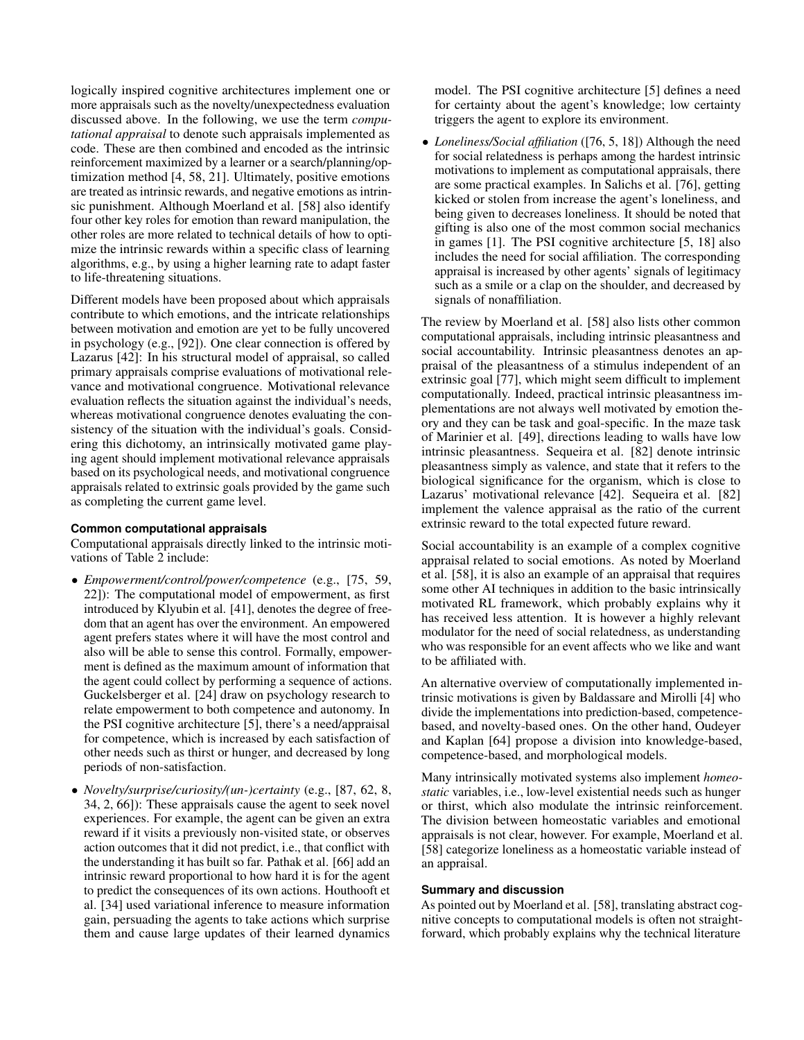logically inspired cognitive architectures implement one or more appraisals such as the novelty/unexpectedness evaluation discussed above. In the following, we use the term *computational appraisal* to denote such appraisals implemented as code. These are then combined and encoded as the intrinsic reinforcement maximized by a learner or a search/planning/optimization method [4, 58, 21]. Ultimately, positive emotions are treated as intrinsic rewards, and negative emotions as intrinsic punishment. Although Moerland et al. [58] also identify four other key roles for emotion than reward manipulation, the other roles are more related to technical details of how to optimize the intrinsic rewards within a specific class of learning algorithms, e.g., by using a higher learning rate to adapt faster to life-threatening situations.

Different models have been proposed about which appraisals contribute to which emotions, and the intricate relationships between motivation and emotion are yet to be fully uncovered in psychology (e.g., [92]). One clear connection is offered by Lazarus [42]: In his structural model of appraisal, so called primary appraisals comprise evaluations of motivational relevance and motivational congruence. Motivational relevance evaluation reflects the situation against the individual's needs, whereas motivational congruence denotes evaluating the consistency of the situation with the individual's goals. Considering this dichotomy, an intrinsically motivated game playing agent should implement motivational relevance appraisals based on its psychological needs, and motivational congruence appraisals related to extrinsic goals provided by the game such as completing the current game level.

#### Common computational appraisals

Computational appraisals directly linked to the intrinsic motivations of Table 2 include:

- *Empowerment/control/power/competence* (e.g., [75, 59, 22]): The computational model of empowerment, as first introduced by Klyubin et al. [41], denotes the degree of freedom that an agent has over the environment. An empowered agent prefers states where it will have the most control and also will be able to sense this control. Formally, empowerment is defined as the maximum amount of information that the agent could collect by performing a sequence of actions. Guckelsberger et al. [24] draw on psychology research to relate empowerment to both competence and autonomy. In the PSI cognitive architecture [5], there's a need/appraisal for competence, which is increased by each satisfaction of other needs such as thirst or hunger, and decreased by long periods of non-satisfaction.
- *Novelty/surprise/curiosity/(un-)certainty* (e.g., [87, 62, 8, 34, 2, 66]): These appraisals cause the agent to seek novel experiences. For example, the agent can be given an extra reward if it visits a previously non-visited state, or observes action outcomes that it did not predict, i.e., that conflict with the understanding it has built so far. Pathak et al. [66] add an intrinsic reward proportional to how hard it is for the agent to predict the consequences of its own actions. Houthooft et al. [34] used variational inference to measure information gain, persuading the agents to take actions which surprise them and cause large updates of their learned dynamics model. The PSI cognitive architecture [5] defines a need for certainty about the agent's knowledge; low certainty triggers the agent to explore its environment.
- *Loneliness/Social affiliation* ([76, 5, 18]) Although the need for social relatedness is perhaps among the hardest intrinsic motivations to implement as computational appraisals, there are some practical examples. In Salichs et al. [76], getting kicked or stolen from increase the agent's loneliness, and being given to decreases loneliness. It should be noted that gifting is also one of the most common social mechanics in games [1]. The PSI cognitive architecture [5, 18] also includes the need for social affiliation. The corresponding appraisal is increased by other agents' signals of legitimacy such as a smile or a clap on the shoulder, and decreased by signals of nonaffiliation.

The review by Moerland et al. [58] also lists other common computational appraisals, including intrinsic pleasantness and social accountability. Intrinsic pleasantness denotes an appraisal of the pleasantness of a stimulus independent of an extrinsic goal [77], which might seem difficult to implement computationally. Indeed, practical intrinsic pleasantness implementations are not always well motivated by emotion theory and they can be task and goal-specific. In the maze task of Marinier et al. [49], directions leading to walls have low intrinsic pleasantness. Sequeira et al. [82] denote intrinsic pleasantness simply as valence, and state that it refers to the biological significance for the organism, which is close to Lazarus' motivational relevance [42]. Sequeira et al. [82] implement the valence appraisal as the ratio of the current extrinsic reward to the total expected future reward.

Social accountability is an example of a complex cognitive appraisal related to social emotions. As noted by Moerland et al. [58], it is also an example of an appraisal that requires some other AI techniques in addition to the basic intrinsically motivated RL framework, which probably explains why it has received less attention. It is however a highly relevant modulator for the need of social relatedness, as understanding who was responsible for an event affects who we like and want to be affiliated with.

An alternative overview of computationally implemented intrinsic motivations is given by Baldassare and Mirolli [4] who divide the implementations into prediction-based, competence-based, and novelty-based ones. On the other hand, Oudeyer and Kaplan [64] propose a division into knowledge-based, competence-based, and morphological models.

Many intrinsically motivated systems also implement *homeostatic* variables, i.e., low-level existential needs such as hunger or thirst, which also modulate the intrinsic reinforcement. The division between homeostatic variables and emotional appraisals is not clear, however. For example, Moerland et al. [58] categorize loneliness as a homeostatic variable instead of an appraisal.

#### Summary and discussion

As pointed out by Moerland et al. [58], translating abstract cognitive concepts to computational models is often not straightforward, which probably explains why the technical literature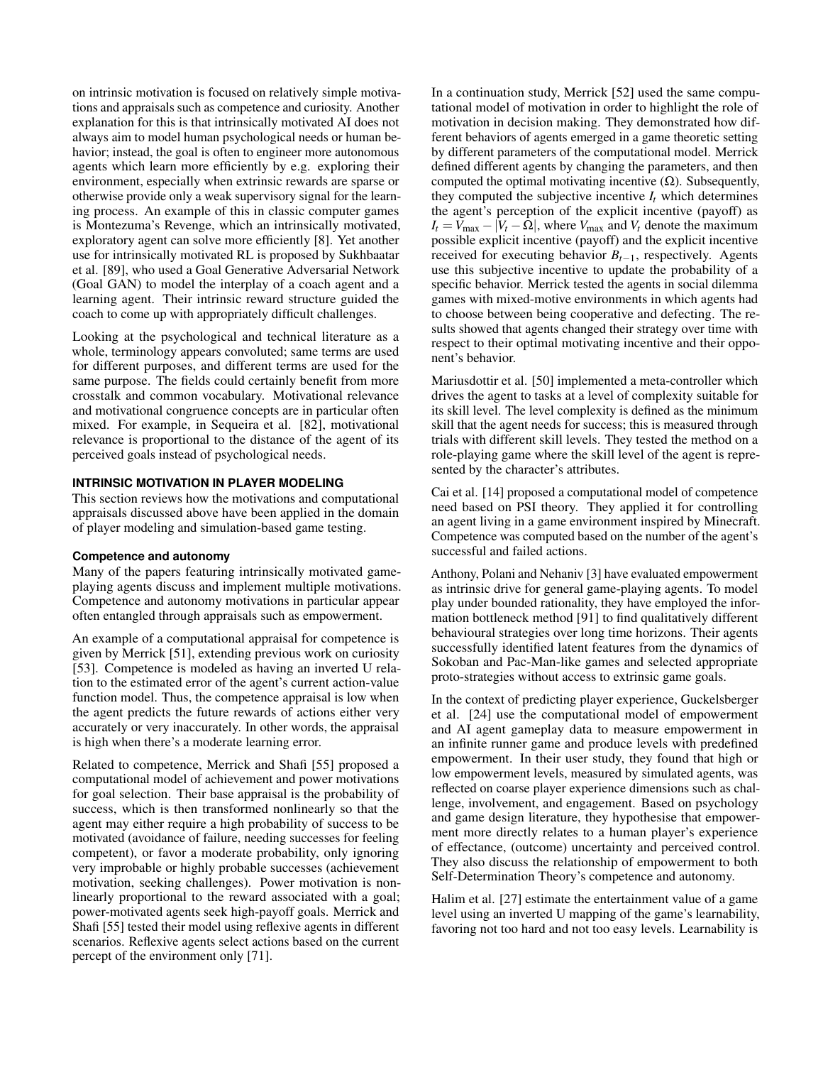on intrinsic motivation is focused on relatively simple motivations and appraisals such as competence and curiosity. Another explanation for this is that intrinsically motivated AI does not always aim to model human psychological needs or human behavior; instead, the goal is often to engineer more autonomous agents which learn more efficiently by e.g. exploring their environment, especially when extrinsic rewards are sparse or otherwise provide only a weak supervisory signal for the learning process. An example of this in classic computer games is Montezuma's Revenge, which an intrinsically motivated, exploratory agent can solve more efficiently [8]. Yet another use for intrinsically motivated RL is proposed by Sukhbaatar et al. [89], who used a Goal Generative Adversarial Network (Goal GAN) to model the interplay of a coach agent and a learning agent. Their intrinsic reward structure guided the coach to come up with appropriately difficult challenges.

Looking at the psychological and technical literature as a whole, terminology appears convoluted; same terms are used for different purposes, and different terms are used for the same purpose. The fields could certainly benefit from more crosstalk and common vocabulary. Motivational relevance and motivational congruence concepts are in particular often mixed. For example, in Sequeira et al. [82], motivational relevance is proportional to the distance of the agent of its perceived goals instead of psychological needs.

## INTRINSIC MOTIVATION IN PLAYER MODELING

This section reviews how the motivations and computational appraisals discussed above have been applied in the domain of player modeling and simulation-based game testing.

### Competence and autonomy

Many of the papers featuring intrinsically motivated game-playing agents discuss and implement multiple motivations. Competence and autonomy motivations in particular appear often entangled through appraisals such as empowerment.

An example of a computational appraisal for competence is given by Merrick [51], extending previous work on curiosity [53]. Competence is modeled as having an inverted U relation to the estimated error of the agent's current action-value function model. Thus, the competence appraisal is low when the agent predicts the future rewards of actions either very accurately or very inaccurately. In other words, the appraisal is high when there's a moderate learning error.

Related to competence, Merrick and Shafi [55] proposed a computational model of achievement and power motivations for goal selection. Their base appraisal is the probability of success, which is then transformed nonlinearly so that the agent may either require a high probability of success to be motivated (avoidance of failure, needing successes for feeling competent), or favor a moderate probability, only ignoring very improbable or highly probable successes (achievement motivation, seeking challenges). Power motivation is nonlinearly proportional to the reward associated with a goal; power-motivated agents seek high-payoff goals. Merrick and Shafi [55] tested their model using reflexive agents in different scenarios. Reflexive agents select actions based on the current percept of the environment only [71].

In a continuation study, Merrick [52] used the same computational model of motivation in order to highlight the role of motivation in decision making. They demonstrated how different behaviors of agents emerged in a game theoretic setting by different parameters of the computational model. Merrick defined different agents by changing the parameters, and then computed the optimal motivating incentive ($\Omega$). Subsequently, they computed the subjective incentive $I_t$ which determines the agent's perception of the explicit incentive (payoff) as $I_t = V_{\max} - |V_t - \Omega|$, where $V_{\max}$ and $V_t$ denote the maximum possible explicit incentive (payoff) and the explicit incentive received for executing behavior $B_{t-1}$, respectively. Agents use this subjective incentive to update the probability of a specific behavior. Merrick tested the agents in social dilemma games with mixed-motive environments in which agents had to choose between being cooperative and defecting. The results showed that agents changed their strategy over time with respect to their optimal motivating incentive and their opponent's behavior.

Mariusdottir et al. [50] implemented a meta-controller which drives the agent to tasks at a level of complexity suitable for its skill level. The level complexity is defined as the minimum skill that the agent needs for success; this is measured through trials with different skill levels. They tested the method on a role-playing game where the skill level of the agent is represented by the character's attributes.

Cai et al. [14] proposed a computational model of competence need based on PSI theory. They applied it for controlling an agent living in a game environment inspired by Minecraft. Competence was computed based on the number of the agent's successful and failed actions.

Anthony, Polani and Nehaniv [3] have evaluated empowerment as intrinsic drive for general game-playing agents. To model play under bounded rationality, they have employed the information bottleneck method [91] to find qualitatively different behavioural strategies over long time horizons. Their agents successfully identified latent features from the dynamics of Sokoban and Pac-Man-like games and selected appropriate proto-strategies without access to extrinsic game goals.

In the context of predicting player experience, Guckelsberger et al. [24] use the computational model of empowerment and AI agent gameplay data to measure empowerment in an infinite runner game and produce levels with predefined empowerment. In their user study, they found that high or low empowerment levels, measured by simulated agents, was reflected on coarse player experience dimensions such as challenge, involvement, and engagement. Based on psychology and game design literature, they hypothesise that empowerment more directly relates to a human player's experience of effectance, (outcome) uncertainty and perceived control. They also discuss the relationship of empowerment to both Self-Determination Theory's competence and autonomy.

Halim et al. [27] estimate the entertainment value of a game level using an inverted U mapping of the game's learnability, favoring not too hard and not too easy levels. Learnability is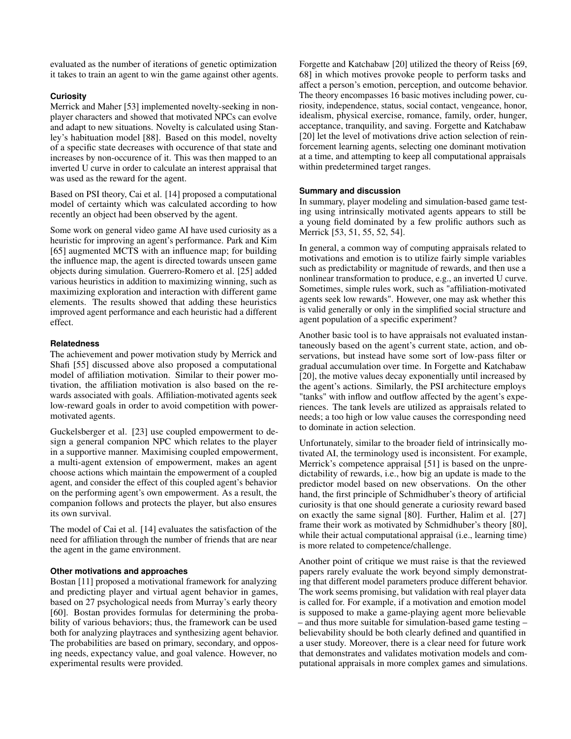evaluated as the number of iterations of genetic optimization it takes to train an agent to win the game against other agents.

### Curiosity

Merrick and Maher [53] implemented novelty-seeking in non-player characters and showed that motivated NPCs can evolve and adapt to new situations. Novelty is calculated using Stanley's habituation model [88]. Based on this model, novelty of a specific state decreases with occurence of that state and increases by non-occurence of it. This was then mapped to an inverted U curve in order to calculate an interest appraisal that was used as the reward for the agent.

Based on PSI theory, Cai et al. [14] proposed a computational model of certainty which was calculated according to how recently an object had been observed by the agent.

Some work on general video game AI have used curiosity as a heuristic for improving an agent's performance. Park and Kim [65] augmented MCTS with an influence map; for building the influence map, the agent is directed towards unseen game objects during simulation. Guerrero-Romero et al. [25] added various heuristics in addition to maximizing winning, such as maximizing exploration and interaction with different game elements. The results showed that adding these heuristics improved agent performance and each heuristic had a different effect.

### Relatedness

The achievement and power motivation study by Merrick and Shafi [55] discussed above also proposed a computational model of affiliation motivation. Similar to their power motivation, the affiliation motivation is also based on the rewards associated with goals. Affiliation-motivated agents seek low-reward goals in order to avoid competition with power-motivated agents.

Guckelsberger et al. [23] use coupled empowerment to design a general companion NPC which relates to the player in a supportive manner. Maximising coupled empowerment, a multi-agent extension of empowerment, makes an agent choose actions which maintain the empowerment of a coupled agent, and consider the effect of this coupled agent's behavior on the performing agent's own empowerment. As a result, the companion follows and protects the player, but also ensures its own survival.

The model of Cai et al. [14] evaluates the satisfaction of the need for affiliation through the number of friends that are near the agent in the game environment.

### Other motivations and approaches

Bostan [11] proposed a motivational framework for analyzing and predicting player and virtual agent behavior in games, based on 27 psychological needs from Murray's early theory [60]. Bostan provides formulas for determining the probability of various behaviors; thus, the framework can be used both for analyzing playtraces and synthesizing agent behavior. The probabilities are based on primary, secondary, and opposing needs, expectancy value, and goal valence. However, no experimental results were provided.

Forgette and Katchabaw [20] utilized the theory of Reiss [69, 68] in which motives provoke people to perform tasks and affect a person's emotion, perception, and outcome behavior. The theory encompasses 16 basic motives including power, curiosity, independence, status, social contact, vengeance, honor, idealism, physical exercise, romance, family, order, hunger, acceptance, tranquility, and saving. Forgette and Katchabaw [20] let the level of motivations drive action selection of reinforcement learning agents, selecting one dominant motivation at a time, and attempting to keep all computational appraisals within predetermined target ranges.

### Summary and discussion

In summary, player modeling and simulation-based game testing using intrinsically motivated agents appears to still be a young field dominated by a few prolific authors such as Merrick [53, 51, 55, 52, 54].

In general, a common way of computing appraisals related to motivations and emotion is to utilize fairly simple variables such as predictability or magnitude of rewards, and then use a nonlinear transformation to produce, e.g., an inverted U curve. Sometimes, simple rules work, such as "affiliation-motivated agents seek low rewards". However, one may ask whether this is valid generally or only in the simplified social structure and agent population of a specific experiment?

Another basic tool is to have appraisals not evaluated instantaneously based on the agent's current state, action, and observations, but instead have some sort of low-pass filter or gradual accumulation over time. In Forgette and Katchabaw [20], the motive values decay exponentially until increased by the agent's actions. Similarly, the PSI architecture employs "tanks" with inflow and outflow affected by the agent's experiences. The tank levels are utilized as appraisals related to needs; a too high or low value causes the corresponding need to dominate in action selection.

Unfortunately, similar to the broader field of intrinsically motivated AI, the terminology used is inconsistent. For example, Merrick's competence appraisal [51] is based on the unpredictability of rewards, i.e., how big an update is made to the predictor model based on new observations. On the other hand, the first principle of Schmidhuber's theory of artificial curiosity is that one should generate a curiosity reward based on exactly the same signal [80]. Further, Halim et al. [27] frame their work as motivated by Schmidhuber's theory [80], while their actual computational appraisal (i.e., learning time) is more related to competence/challenge.

Another point of critique we must raise is that the reviewed papers rarely evaluate the work beyond simply demonstrating that different model parameters produce different behavior. The work seems promising, but validation with real player data is called for. For example, if a motivation and emotion model is supposed to make a game-playing agent more believable – and thus more suitable for simulation-based game testing – believability should be both clearly defined and quantified in a user study. Moreover, there is a clear need for future work that demonstrates and validates motivation models and computational appraisals in more complex games and simulations.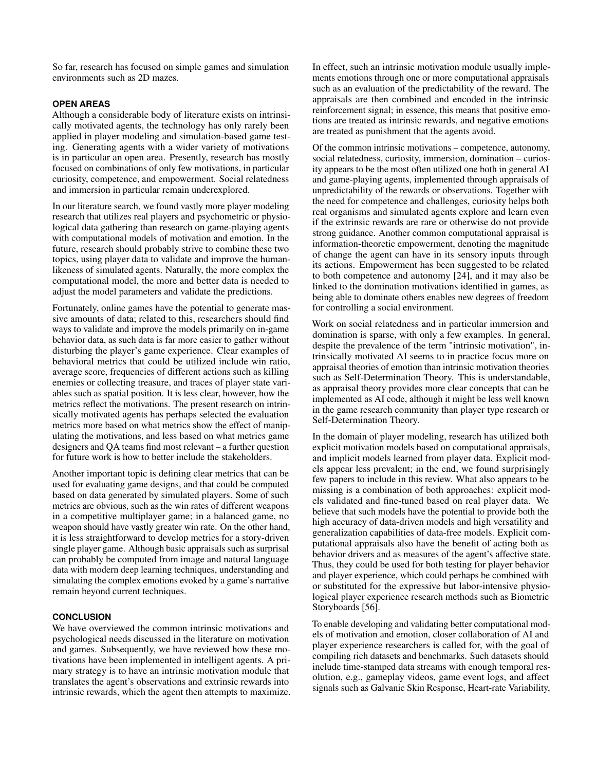So far, research has focused on simple games and simulation environments such as 2D mazes.

## OPEN AREAS

Although a considerable body of literature exists on intrinsically motivated agents, the technology has only rarely been applied in player modeling and simulation-based game testing. Generating agents with a wider variety of motivations is in particular an open area. Presently, research has mostly focused on combinations of only few motivations, in particular curiosity, competence, and empowerment. Social relatedness and immersion in particular remain underexplored.

In our literature search, we found vastly more player modeling research that utilizes real players and psychometric or physiological data gathering than research on game-playing agents with computational models of motivation and emotion. In the future, research should probably strive to combine these two topics, using player data to validate and improve the human-likeness of simulated agents. Naturally, the more complex the computational model, the more and better data is needed to adjust the model parameters and validate the predictions.

Fortunately, online games have the potential to generate massive amounts of data; related to this, researchers should find ways to validate and improve the models primarily on in-game behavior data, as such data is far more easier to gather without disturbing the player's game experience. Clear examples of behavioral metrics that could be utilized include win ratio, average score, frequencies of different actions such as killing enemies or collecting treasure, and traces of player state variables such as spatial position. It is less clear, however, how the metrics reflect the motivations. The present research on intrinsically motivated agents has perhaps selected the evaluation metrics more based on what metrics show the effect of manipulating the motivations, and less based on what metrics game designers and QA teams find most relevant – a further question for future work is how to better include the stakeholders.

Another important topic is defining clear metrics that can be used for evaluating game designs, and that could be computed based on data generated by simulated players. Some of such metrics are obvious, such as the win rates of different weapons in a competitive multiplayer game; in a balanced game, no weapon should have vastly greater win rate. On the other hand, it is less straightforward to develop metrics for a story-driven single player game. Although basic appraisals such as surprisal can probably be computed from image and natural language data with modern deep learning techniques, understanding and simulating the complex emotions evoked by a game's narrative remain beyond current techniques.

## CONCLUSION

We have overviewed the common intrinsic motivations and psychological needs discussed in the literature on motivation and games. Subsequently, we have reviewed how these motivations have been implemented in intelligent agents. A primary strategy is to have an intrinsic motivation module that translates the agent's observations and extrinsic rewards into intrinsic rewards, which the agent then attempts to maximize. In effect, such an intrinsic motivation module usually implements emotions through one or more computational appraisals such as an evaluation of the predictability of the reward. The appraisals are then combined and encoded in the intrinsic reinforcement signal; in essence, this means that positive emotions are treated as intrinsic rewards, and negative emotions are treated as punishment that the agents avoid.

Of the common intrinsic motivations – competence, autonomy, social relatedness, curiosity, immersion, domination – curiosity appears to be the most often utilized one both in general AI and game-playing agents, implemented through appraisals of unpredictability of the rewards or observations. Together with the need for competence and challenges, curiosity helps both real organisms and simulated agents explore and learn even if the extrinsic rewards are rare or otherwise do not provide strong guidance. Another common computational appraisal is information-theoretic empowerment, denoting the magnitude of change the agent can have in its sensory inputs through its actions. Empowerment has been suggested to be related to both competence and autonomy [24], and it may also be linked to the domination motivations identified in games, as being able to dominate others enables new degrees of freedom for controlling a social environment.

Work on social relatedness and in particular immersion and domination is sparse, with only a few examples. In general, despite the prevalence of the term "intrinsic motivation", intrinsically motivated AI seems to in practice focus more on appraisal theories of emotion than intrinsic motivation theories such as Self-Determination Theory. This is understandable, as appraisal theory provides more clear concepts that can be implemented as AI code, although it might be less well known in the game research community than player type research or Self-Determination Theory.

In the domain of player modeling, research has utilized both explicit motivation models based on computational appraisals, and implicit models learned from player data. Explicit models appear less prevalent; in the end, we found surprisingly few papers to include in this review. What also appears to be missing is a combination of both approaches: explicit models validated and fine-tuned based on real player data. We believe that such models have the potential to provide both the high accuracy of data-driven models and high versatility and generalization capabilities of data-free models. Explicit computational appraisals also have the benefit of acting both as behavior drivers and as measures of the agent's affective state. Thus, they could be used for both testing for player behavior and player experience, which could perhaps be combined with or substituted for the expressive but labor-intensive physiological player experience research methods such as Biometric Storyboards [56].

To enable developing and validating better computational models of motivation and emotion, closer collaboration of AI and player experience researchers is called for, with the goal of compiling rich datasets and benchmarks. Such datasets should include time-stamped data streams with enough temporal resolution, e.g., gameplay videos, game event logs, and affect signals such as Galvanic Skin Response, Heart-rate Variability,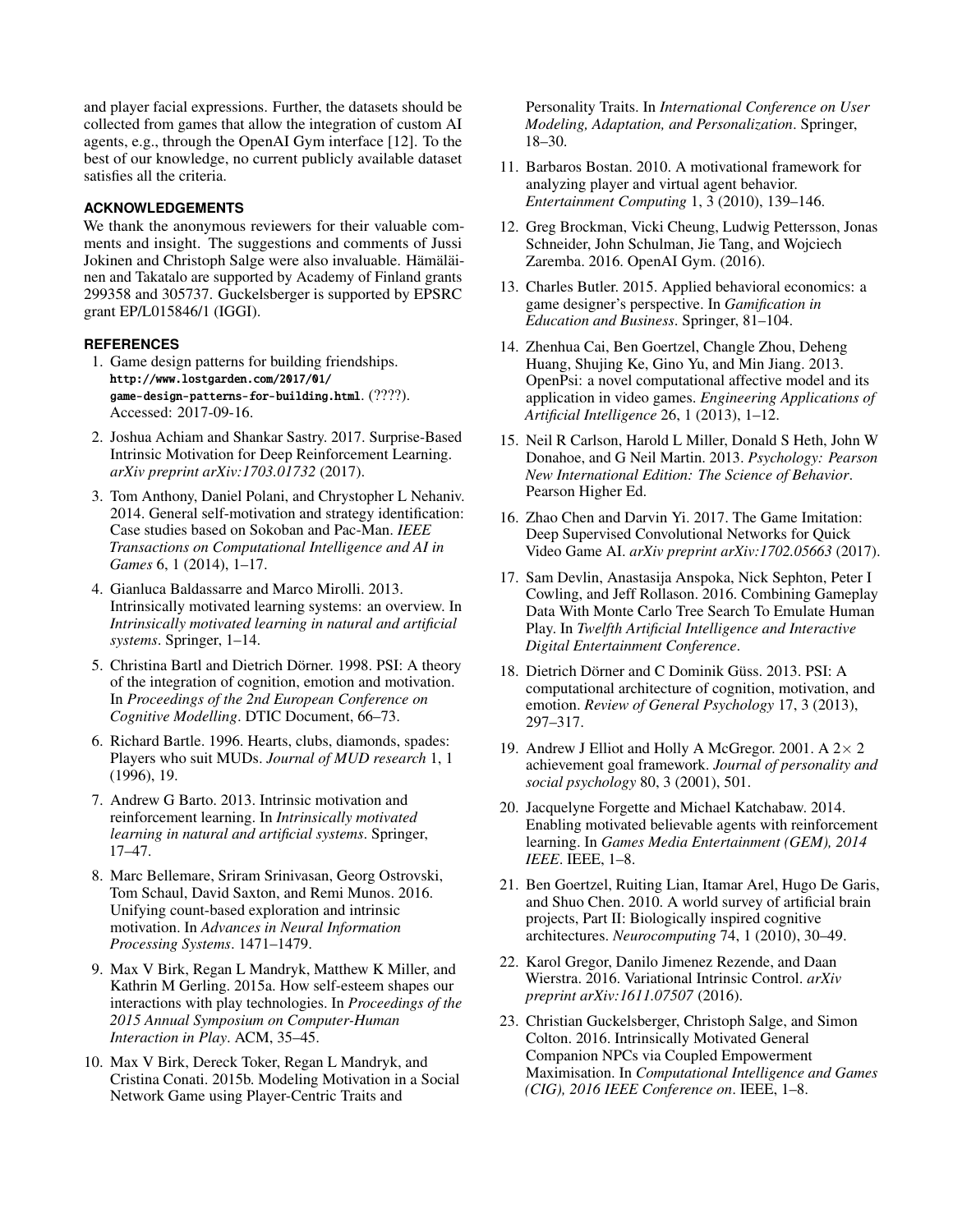and player facial expressions. Further, the datasets should be collected from games that allow the integration of custom AI agents, e.g., through the OpenAI Gym interface [12]. To the best of our knowledge, no current publicly available dataset satisfies all the criteria.

## ACKNOWLEDGEMENTS

We thank the anonymous reviewers for their valuable comments and insight. The suggestions and comments of Jussi Jokinen and Christoph Salge were also invaluable. Hämäläinen and Takatalo are supported by Academy of Finland grants 299358 and 305737. Guckelsberger is supported by EPSRC grant EP/L015846/1 (IGGI).

## REFERENCES

1. Game design patterns for building friendships. `http://www.lostgarden.com/2017/01/game-design-patterns-for-building.html`. (????). Accessed: 2017-09-16.
2. Joshua Achiam and Shankar Sastry. 2017. Surprise-Based Intrinsic Motivation for Deep Reinforcement Learning. *arXiv preprint arXiv:1703.01732* (2017).
3. Tom Anthony, Daniel Polani, and Chrystopher L Nehaniv. 2014. General self-motivation and strategy identification: Case studies based on Sokoban and Pac-Man. *IEEE Transactions on Computational Intelligence and AI in Games* 6, 1 (2014), 1–17.
4. Gianluca Baldassarre and Marco Mirolli. 2013. Intrinsically motivated learning systems: an overview. In *Intrinsically motivated learning in natural and artificial systems*. Springer, 1–14.
5. Christina Bartl and Dietrich Dörner. 1998. PSI: A theory of the integration of cognition, emotion and motivation. In *Proceedings of the 2nd European Conference on Cognitive Modelling*. DTIC Document, 66–73.
6. Richard Bartle. 1996. Hearts, clubs, diamonds, spades: Players who suit MUDs. *Journal of MUD research* 1, 1 (1996), 19.
7. Andrew G Barto. 2013. Intrinsic motivation and reinforcement learning. In *Intrinsically motivated learning in natural and artificial systems*. Springer, 17–47.
8. Marc Bellemare, Sriram Srinivasan, Georg Ostrovski, Tom Schaul, David Saxton, and Remi Munos. 2016. Unifying count-based exploration and intrinsic motivation. In *Advances in Neural Information Processing Systems*. 1471–1479.
9. Max V Birk, Regan L Mandryk, Matthew K Miller, and Kathrin M Gerling. 2015a. How self-esteem shapes our interactions with play technologies. In *Proceedings of the 2015 Annual Symposium on Computer-Human Interaction in Play*. ACM, 35–45.
10. Max V Birk, Dereck Toker, Regan L Mandryk, and Cristina Conati. 2015b. Modeling Motivation in a Social Network Game using Player-Centric Traits and Personality Traits. In *International Conference on User Modeling, Adaptation, and Personalization*. Springer, 18–30.
11. Barbaros Bostan. 2010. A motivational framework for analyzing player and virtual agent behavior. *Entertainment Computing* 1, 3 (2010), 139–146.
12. Greg Brockman, Vicki Cheung, Ludwig Pettersson, Jonas Schneider, John Schulman, Jie Tang, and Wojciech Zaremba. 2016. OpenAI Gym. (2016).
13. Charles Butler. 2015. Applied behavioral economics: a game designer's perspective. In *Gamification in Education and Business*. Springer, 81–104.
14. Zhenhua Cai, Ben Goertzel, Changle Zhou, Deheng Huang, Shujing Ke, Gino Yu, and Min Jiang. 2013. OpenPsi: a novel computational affective model and its application in video games. *Engineering Applications of Artificial Intelligence* 26, 1 (2013), 1–12.
15. Neil R Carlson, Harold L Miller, Donald S Heth, John W Donahoe, and G Neil Martin. 2013. *Psychology: Pearson New International Edition: The Science of Behavior*. Pearson Higher Ed.
16. Zhao Chen and Darvin Yi. 2017. The Game Imitation: Deep Supervised Convolutional Networks for Quick Video Game AI. *arXiv preprint arXiv:1702.05663* (2017).
17. Sam Devlin, Anastasija Anspoka, Nick Sephton, Peter I Cowling, and Jeff Rollason. 2016. Combining Gameplay Data With Monte Carlo Tree Search To Emulate Human Play. In *Twelfth Artificial Intelligence and Interactive Digital Entertainment Conference*.
18. Dietrich Dörner and C Dominik Güss. 2013. PSI: A computational architecture of cognition, motivation, and emotion. *Review of General Psychology* 17, 3 (2013), 297–317.
19. Andrew J Elliot and Holly A McGregor. 2001. A $2\times 2$ achievement goal framework. *Journal of personality and social psychology* 80, 3 (2001), 501.
20. Jacquelyne Forgette and Michael Katchabaw. 2014. Enabling motivated believable agents with reinforcement learning. In *Games Media Entertainment (GEM), 2014 IEEE*. IEEE, 1–8.
21. Ben Goertzel, Ruiting Lian, Itamar Arel, Hugo De Garis, and Shuo Chen. 2010. A world survey of artificial brain projects, Part II: Biologically inspired cognitive architectures. *Neurocomputing* 74, 1 (2010), 30–49.
22. Karol Gregor, Danilo Jimenez Rezende, and Daan Wierstra. 2016. Variational Intrinsic Control. *arXiv preprint arXiv:1611.07507* (2016).
23. Christian Guckelsberger, Christoph Salge, and Simon Colton. 2016. Intrinsically Motivated General Companion NPCs via Coupled Empowerment Maximisation. In *Computational Intelligence and Games (CIG), 2016 IEEE Conference on*. IEEE, 1–8.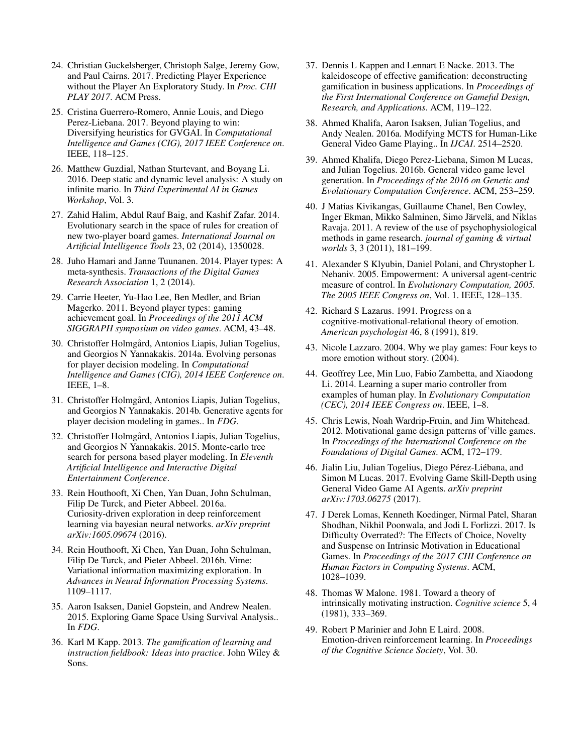24. Christian Guckelsberger, Christoph Salge, Jeremy Gow, and Paul Cairns. 2017. Predicting Player Experience without the Player An Exploratory Study. In *Proc. CHI PLAY 2017*. ACM Press.

25. Cristina Guerrero-Romero, Annie Louis, and Diego Perez-Liebana. 2017. Beyond playing to win: Diversifying heuristics for GVGAI. In *Computational Intelligence and Games (CIG), 2017 IEEE Conference on*. IEEE, 118–125.

26. Matthew Guzdial, Nathan Sturtevant, and Boyang Li. 2016. Deep static and dynamic level analysis: A study on infinite mario. In *Third Experimental AI in Games Workshop*, Vol. 3.

27. Zahid Halim, Abdul Rauf Baig, and Kashif Zafar. 2014. Evolutionary search in the space of rules for creation of new two-player board games. *International Journal on Artificial Intelligence Tools* 23, 02 (2014), 1350028.

28. Juho Hamari and Janne Tuunanen. 2014. Player types: A meta-synthesis. *Transactions of the Digital Games Research Association* 1, 2 (2014).

29. Carrie Heeter, Yu-Hao Lee, Ben Medler, and Brian Magerko. 2011. Beyond player types: gaming achievement goal. In *Proceedings of the 2011 ACM SIGGRAPH symposium on video games*. ACM, 43–48.

30. Christoffer Holmgård, Antonios Liapis, Julian Togelius, and Georgios N Yannakakis. 2014a. Evolving personas for player decision modeling. In *Computational Intelligence and Games (CIG), 2014 IEEE Conference on*. IEEE, 1–8.

31. Christoffer Holmgård, Antonios Liapis, Julian Togelius, and Georgios N Yannakakis. 2014b. Generative agents for player decision modeling in games.. In *FDG*.

32. Christoffer Holmgård, Antonios Liapis, Julian Togelius, and Georgios N Yannakakis. 2015. Monte-carlo tree search for persona based player modeling. In *Eleventh Artificial Intelligence and Interactive Digital Entertainment Conference*.

33. Rein Houthooft, Xi Chen, Yan Duan, John Schulman, Filip De Turck, and Pieter Abbeel. 2016a. Curiosity-driven exploration in deep reinforcement learning via bayesian neural networks. *arXiv preprint arXiv:1605.09674* (2016).

34. Rein Houthooft, Xi Chen, Yan Duan, John Schulman, Filip De Turck, and Pieter Abbeel. 2016b. Vime: Variational information maximizing exploration. In *Advances in Neural Information Processing Systems*. 1109–1117.

35. Aaron Isaksen, Daniel Gopstein, and Andrew Nealen. 2015. Exploring Game Space Using Survival Analysis.. In *FDG*.

36. Karl M Kapp. 2013. *The gamification of learning and instruction fieldbook: Ideas into practice*. John Wiley & Sons.

37. Dennis L Kappen and Lennart E Nacke. 2013. The kaleidoscope of effective gamification: deconstructing gamification in business applications. In *Proceedings of the First International Conference on Gameful Design, Research, and Applications*. ACM, 119–122.

38. Ahmed Khalifa, Aaron Isaksen, Julian Togelius, and Andy Nealen. 2016a. Modifying MCTS for Human-Like General Video Game Playing.. In *IJCAI*. 2514–2520.

39. Ahmed Khalifa, Diego Perez-Liebana, Simon M Lucas, and Julian Togelius. 2016b. General video game level generation. In *Proceedings of the 2016 on Genetic and Evolutionary Computation Conference*. ACM, 253–259.

40. J Matias Kivikangas, Guillaume Chanel, Ben Cowley, Inger Ekman, Mikko Salminen, Simo Järvelä, and Niklas Ravaja. 2011. A review of the use of psychophysiological methods in game research. *journal of gaming & virtual worlds* 3, 3 (2011), 181–199.

41. Alexander S Klyubin, Daniel Polani, and Chrystopher L Nehaniv. 2005. Empowerment: A universal agent-centric measure of control. In *Evolutionary Computation, 2005. The 2005 IEEE Congress on*, Vol. 1. IEEE, 128–135.

42. Richard S Lazarus. 1991. Progress on a cognitive-motivational-relational theory of emotion. *American psychologist* 46, 8 (1991), 819.

43. Nicole Lazzaro. 2004. Why we play games: Four keys to more emotion without story. (2004).

44. Geoffrey Lee, Min Luo, Fabio Zambetta, and Xiaodong Li. 2014. Learning a super mario controller from examples of human play. In *Evolutionary Computation (CEC), 2014 IEEE Congress on*. IEEE, 1–8.

45. Chris Lewis, Noah Wardrip-Fruin, and Jim Whitehead. 2012. Motivational game design patterns of'ville games. In *Proceedings of the International Conference on the Foundations of Digital Games*. ACM, 172–179.

46. Jialin Liu, Julian Togelius, Diego Pérez-Liébana, and Simon M Lucas. 2017. Evolving Game Skill-Depth using General Video Game AI Agents. *arXiv preprint arXiv:1703.06275* (2017).

47. J Derek Lomas, Kenneth Koedinger, Nirmal Patel, Sharan Shodhan, Nikhil Poonwala, and Jodi L Forlizzi. 2017. Is Difficulty Overrated?: The Effects of Choice, Novelty and Suspense on Intrinsic Motivation in Educational Games. In *Proceedings of the 2017 CHI Conference on Human Factors in Computing Systems*. ACM, 1028–1039.

48. Thomas W Malone. 1981. Toward a theory of intrinsically motivating instruction. *Cognitive science* 5, 4 (1981), 333–369.

49. Robert P Marinier and John E Laird. 2008. Emotion-driven reinforcement learning. In *Proceedings of the Cognitive Science Society*, Vol. 30.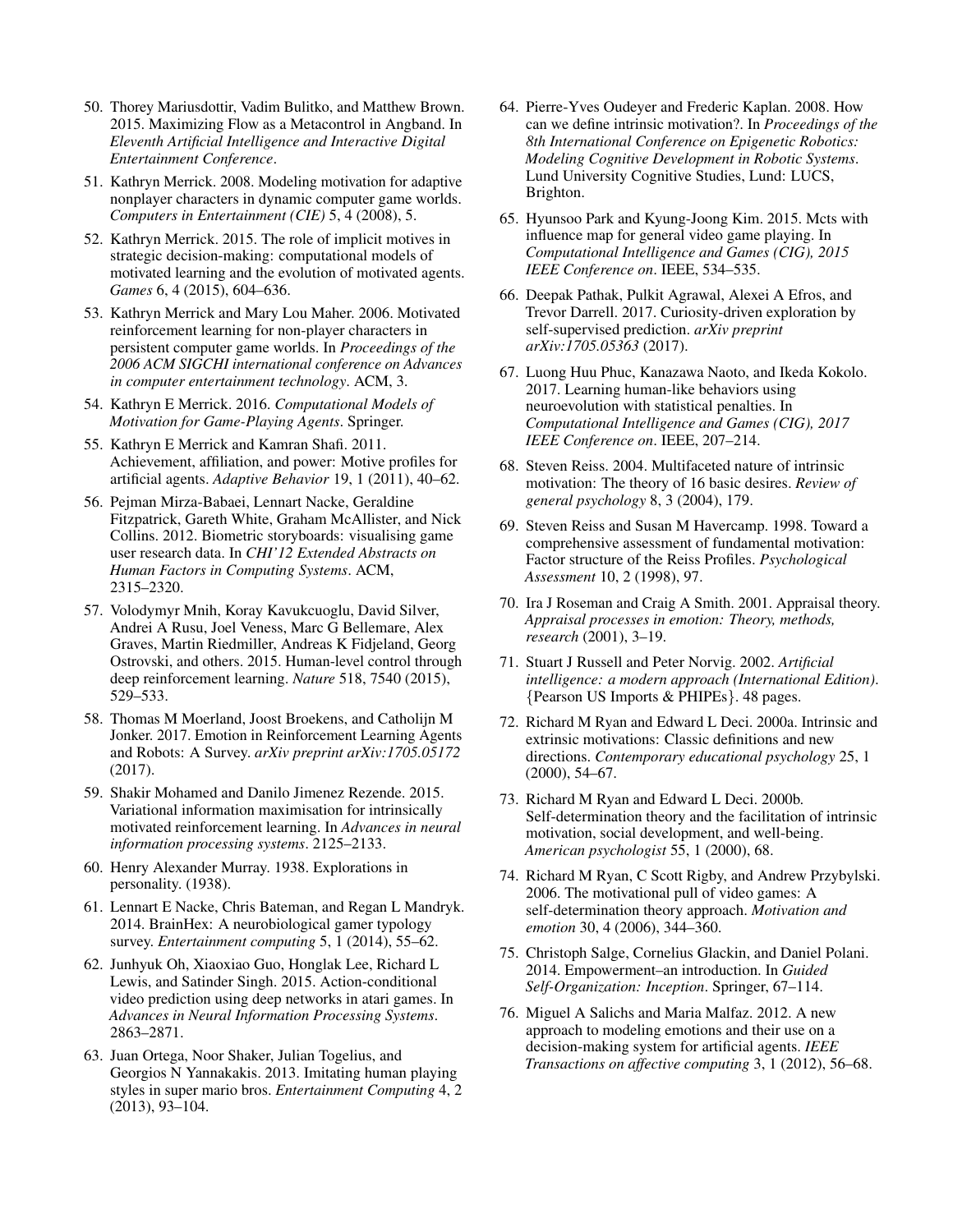50. Thorey Mariusdottir, Vadim Bulitko, and Matthew Brown. 2015. Maximizing Flow as a Metacontrol in Angband. In *Eleventh Artificial Intelligence and Interactive Digital Entertainment Conference*.
51. Kathryn Merrick. 2008. Modeling motivation for adaptive nonplayer characters in dynamic computer game worlds. *Computers in Entertainment (CIE)* 5, 4 (2008), 5.
52. Kathryn Merrick. 2015. The role of implicit motives in strategic decision-making: computational models of motivated learning and the evolution of motivated agents. *Games* 6, 4 (2015), 604–636.
53. Kathryn Merrick and Mary Lou Maher. 2006. Motivated reinforcement learning for non-player characters in persistent computer game worlds. In *Proceedings of the 2006 ACM SIGCHI international conference on Advances in computer entertainment technology*. ACM, 3.
54. Kathryn E Merrick. 2016. *Computational Models of Motivation for Game-Playing Agents*. Springer.
55. Kathryn E Merrick and Kamran Shafi. 2011. Achievement, affiliation, and power: Motive profiles for artificial agents. *Adaptive Behavior* 19, 1 (2011), 40–62.
56. Pejman Mirza-Babaei, Lennart Nacke, Geraldine Fitzpatrick, Gareth White, Graham McAllister, and Nick Collins. 2012. Biometric storyboards: visualising game user research data. In *CHI'12 Extended Abstracts on Human Factors in Computing Systems*. ACM, 2315–2320.
57. Volodymyr Mnih, Koray Kavukcuoglu, David Silver, Andrei A Rusu, Joel Veness, Marc G Bellemare, Alex Graves, Martin Riedmiller, Andreas K Fidjeland, Georg Ostrovski, and others. 2015. Human-level control through deep reinforcement learning. *Nature* 518, 7540 (2015), 529–533.
58. Thomas M Moerland, Joost Broekens, and Catholijn M Jonker. 2017. Emotion in Reinforcement Learning Agents and Robots: A Survey. *arXiv preprint arXiv:1705.05172* (2017).
59. Shakir Mohamed and Danilo Jimenez Rezende. 2015. Variational information maximisation for intrinsically motivated reinforcement learning. In *Advances in neural information processing systems*. 2125–2133.
60. Henry Alexander Murray. 1938. Explorations in personality. (1938).
61. Lennart E Nacke, Chris Bateman, and Regan L Mandryk. 2014. BrainHex: A neurobiological gamer typology survey. *Entertainment computing* 5, 1 (2014), 55–62.
62. Junhyuk Oh, Xiaoxiao Guo, Honglak Lee, Richard L Lewis, and Satinder Singh. 2015. Action-conditional video prediction using deep networks in atari games. In *Advances in Neural Information Processing Systems*. 2863–2871.
63. Juan Ortega, Noor Shaker, Julian Togelius, and Georgios N Yannakakis. 2013. Imitating human playing styles in super mario bros. *Entertainment Computing* 4, 2 (2013), 93–104.
64. Pierre-Yves Oudeyer and Frederic Kaplan. 2008. How can we define intrinsic motivation?. In *Proceedings of the 8th International Conference on Epigenetic Robotics: Modeling Cognitive Development in Robotic Systems*. Lund University Cognitive Studies, Lund: LUCS, Brighton.
65. Hyunsoo Park and Kyung-Joong Kim. 2015. Mcts with influence map for general video game playing. In *Computational Intelligence and Games (CIG), 2015 IEEE Conference on*. IEEE, 534–535.
66. Deepak Pathak, Pulkit Agrawal, Alexei A Efros, and Trevor Darrell. 2017. Curiosity-driven exploration by self-supervised prediction. *arXiv preprint arXiv:1705.05363* (2017).
67. Luong Huu Phuc, Kanazawa Naoto, and Ikeda Kokolo. 2017. Learning human-like behaviors using neuroevolution with statistical penalties. In *Computational Intelligence and Games (CIG), 2017 IEEE Conference on*. IEEE, 207–214.
68. Steven Reiss. 2004. Multifaceted nature of intrinsic motivation: The theory of 16 basic desires. *Review of general psychology* 8, 3 (2004), 179.
69. Steven Reiss and Susan M Havercamp. 1998. Toward a comprehensive assessment of fundamental motivation: Factor structure of the Reiss Profiles. *Psychological Assessment* 10, 2 (1998), 97.
70. Ira J Roseman and Craig A Smith. 2001. Appraisal theory. *Appraisal processes in emotion: Theory, methods, research* (2001), 3–19.
71. Stuart J Russell and Peter Norvig. 2002. *Artificial intelligence: a modern approach (International Edition)*. {Pearson US Imports & PHIPEs}. 48 pages.
72. Richard M Ryan and Edward L Deci. 2000a. Intrinsic and extrinsic motivations: Classic definitions and new directions. *Contemporary educational psychology* 25, 1 (2000), 54–67.
73. Richard M Ryan and Edward L Deci. 2000b. Self-determination theory and the facilitation of intrinsic motivation, social development, and well-being. *American psychologist* 55, 1 (2000), 68.
74. Richard M Ryan, C Scott Rigby, and Andrew Przybylski. 2006. The motivational pull of video games: A self-determination theory approach. *Motivation and emotion* 30, 4 (2006), 344–360.
75. Christoph Salge, Cornelius Glackin, and Daniel Polani. 2014. Empowerment–an introduction. In *Guided Self-Organization: Inception*. Springer, 67–114.
76. Miguel A Salichs and Maria Malfaz. 2012. A new approach to modeling emotions and their use on a decision-making system for artificial agents. *IEEE Transactions on affective computing* 3, 1 (2012), 56–68.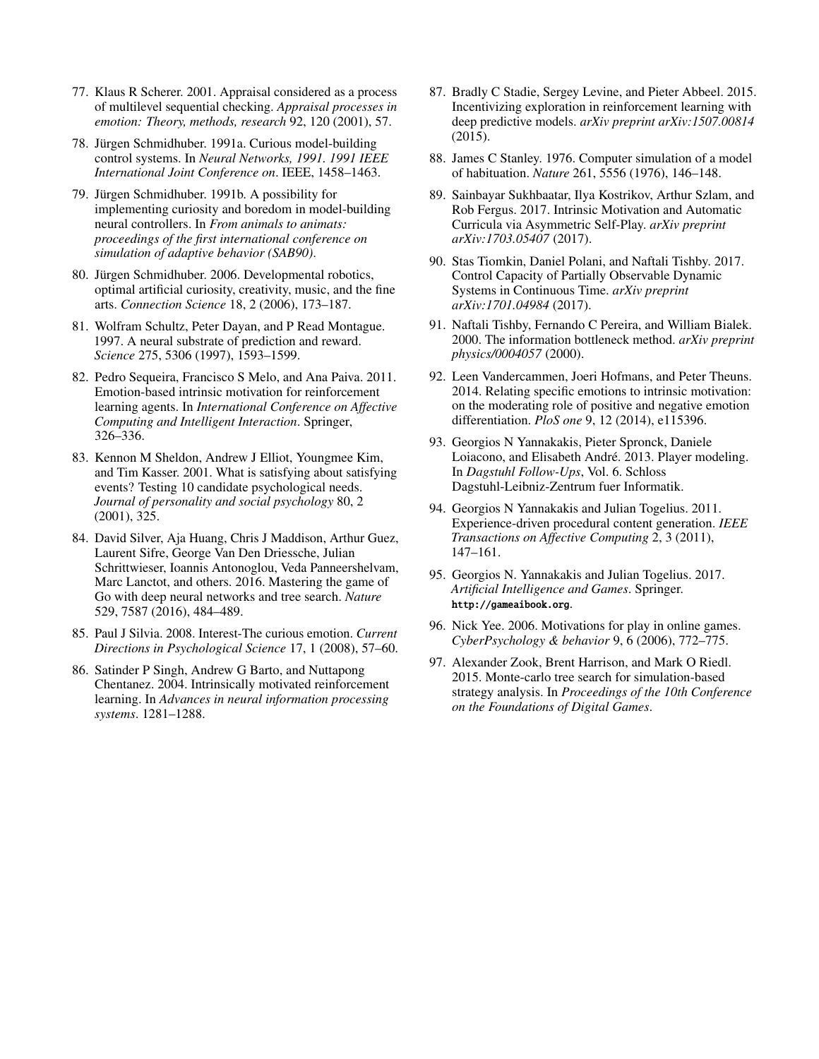77. Klaus R Scherer. 2001. Appraisal considered as a process of multilevel sequential checking. *Appraisal processes in emotion: Theory, methods, research* 92, 120 (2001), 57.

78. Jürgen Schmidhuber. 1991a. Curious model-building control systems. In *Neural Networks, 1991. 1991 IEEE International Joint Conference on*. IEEE, 1458–1463.

79. Jürgen Schmidhuber. 1991b. A possibility for implementing curiosity and boredom in model-building neural controllers. In *From animals to animats: proceedings of the first international conference on simulation of adaptive behavior (SAB90)*.

80. Jürgen Schmidhuber. 2006. Developmental robotics, optimal artificial curiosity, creativity, music, and the fine arts. *Connection Science* 18, 2 (2006), 173–187.

81. Wolfram Schultz, Peter Dayan, and P Read Montague. 1997. A neural substrate of prediction and reward. *Science* 275, 5306 (1997), 1593–1599.

82. Pedro Sequeira, Francisco S Melo, and Ana Paiva. 2011. Emotion-based intrinsic motivation for reinforcement learning agents. In *International Conference on Affective Computing and Intelligent Interaction*. Springer, 326–336.

83. Kennon M Sheldon, Andrew J Elliot, Youngmee Kim, and Tim Kasser. 2001. What is satisfying about satisfying events? Testing 10 candidate psychological needs. *Journal of personality and social psychology* 80, 2 (2001), 325.

84. David Silver, Aja Huang, Chris J Maddison, Arthur Guez, Laurent Sifre, George Van Den Driessche, Julian Schrittwieser, Ioannis Antonoglou, Veda Panneershelvam, Marc Lanctot, and others. 2016. Mastering the game of Go with deep neural networks and tree search. *Nature* 529, 7587 (2016), 484–489.

85. Paul J Silvia. 2008. Interest-The curious emotion. *Current Directions in Psychological Science* 17, 1 (2008), 57–60.

86. Satinder P Singh, Andrew G Barto, and Nuttapong Chentanez. 2004. Intrinsically motivated reinforcement learning. In *Advances in neural information processing systems*. 1281–1288.

87. Bradly C Stadie, Sergey Levine, and Pieter Abbeel. 2015. Incentivizing exploration in reinforcement learning with deep predictive models. *arXiv preprint arXiv:1507.00814* (2015).

88. James C Stanley. 1976. Computer simulation of a model of habituation. *Nature* 261, 5556 (1976), 146–148.

89. Sainbayar Sukhbaatar, Ilya Kostrikov, Arthur Szlam, and Rob Fergus. 2017. Intrinsic Motivation and Automatic Curricula via Asymmetric Self-Play. *arXiv preprint arXiv:1703.05407* (2017).

90. Stas Tiomkin, Daniel Polani, and Naftali Tishby. 2017. Control Capacity of Partially Observable Dynamic Systems in Continuous Time. *arXiv preprint arXiv:1701.04984* (2017).

91. Naftali Tishby, Fernando C Pereira, and William Bialek. 2000. The information bottleneck method. *arXiv preprint physics/0004057* (2000).

92. Leen Vandercammen, Joeri Hofmans, and Peter Theuns. 2014. Relating specific emotions to intrinsic motivation: on the moderating role of positive and negative emotion differentiation. *PloS one* 9, 12 (2014), e115396.

93. Georgios N Yannakakis, Pieter Spronck, Daniele Loiacono, and Elisabeth André. 2013. Player modeling. In *Dagstuhl Follow-Ups*, Vol. 6. Schloss Dagstuhl-Leibniz-Zentrum fuer Informatik.

94. Georgios N Yannakakis and Julian Togelius. 2011. Experience-driven procedural content generation. *IEEE Transactions on Affective Computing* 2, 3 (2011), 147–161.

95. Georgios N. Yannakakis and Julian Togelius. 2017. *Artificial Intelligence and Games*. Springer. `http://gameaibook.org`.

96. Nick Yee. 2006. Motivations for play in online games. *CyberPsychology & behavior* 9, 6 (2006), 772–775.

97. Alexander Zook, Brent Harrison, and Mark O Riedl. 2015. Monte-carlo tree search for simulation-based strategy analysis. In *Proceedings of the 10th Conference on the Foundations of Digital Games*.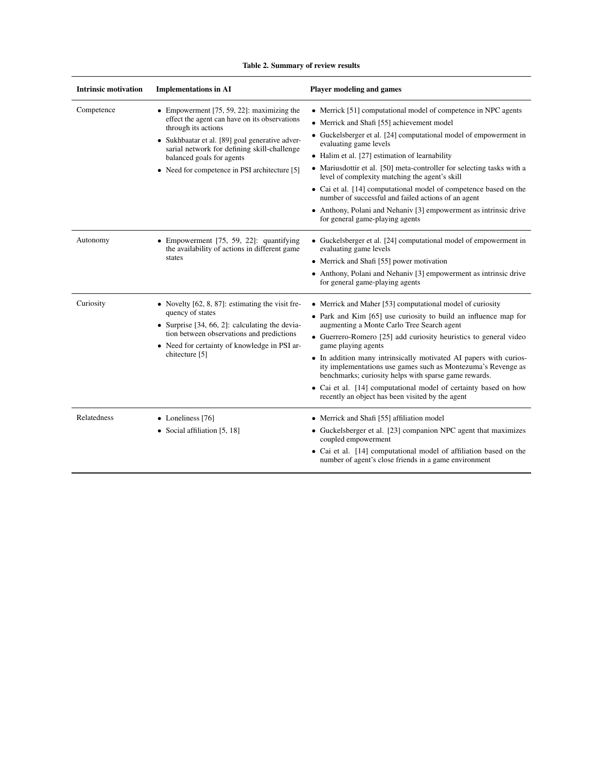**Table 2. Summary of review results**

| Intrinsic motivation | Implementations in AI | Player modeling and games |
|---|---|---|
| Competence | • Empowerment [75, 59, 22]: maximizing the effect the agent can have on its observations through its actions<br>• Sukhbaatar et al. [89] goal generative adversarial network for defining skill-challenge balanced goals for agents<br>• Need for competence in PSI architecture [5] | • Merrick [51] computational model of competence in NPC agents<br>• Merrick and Shafi [55] achievement model<br>• Guckelsberger et al. [24] computational model of empowerment in evaluating game levels<br>• Halim et al. [27] estimation of learnability<br>• Mariusdottir et al. [50] meta-controller for selecting tasks with a level of complexity matching the agent's skill<br>• Cai et al. [14] computational model of competence based on the number of successful and failed actions of an agent<br>• Anthony, Polani and Nehaniv [3] empowerment as intrinsic drive for general game-playing agents |
| Autonomy | • Empowerment [75, 59, 22]: quantifying the availability of actions in different game states | • Guckelsberger et al. [24] computational model of empowerment in evaluating game levels<br>• Merrick and Shafi [55] power motivation<br>• Anthony, Polani and Nehaniv [3] empowerment as intrinsic drive for general game-playing agents |
| Curiosity | • Novelty [62, 8, 87]: estimating the visit frequency of states<br>• Surprise [34, 66, 2]: calculating the deviation between observations and predictions<br>• Need for certainty of knowledge in PSI architecture [5] | • Merrick and Maher [53] computational model of curiosity<br>• Park and Kim [65] use curiosity to build an influence map for augmenting a Monte Carlo Tree Search agent<br>• Guerrero-Romero [25] add curiosity heuristics to general video game playing agents<br>• In addition many intrinsically motivated AI papers with curiosity implementations use games such as Montezuma's Revenge as benchmarks; curiosity helps with sparse game rewards.<br>• Cai et al. [14] computational model of certainty based on how recently an object has been visited by the agent |
| Relatedness | • Loneliness [76]<br>• Social affiliation [5, 18] | • Merrick and Shafi [55] affiliation model<br>• Guckelsberger et al. [23] companion NPC agent that maximizes coupled empowerment<br>• Cai et al. [14] computational model of affiliation based on the number of agent's close friends in a game environment |